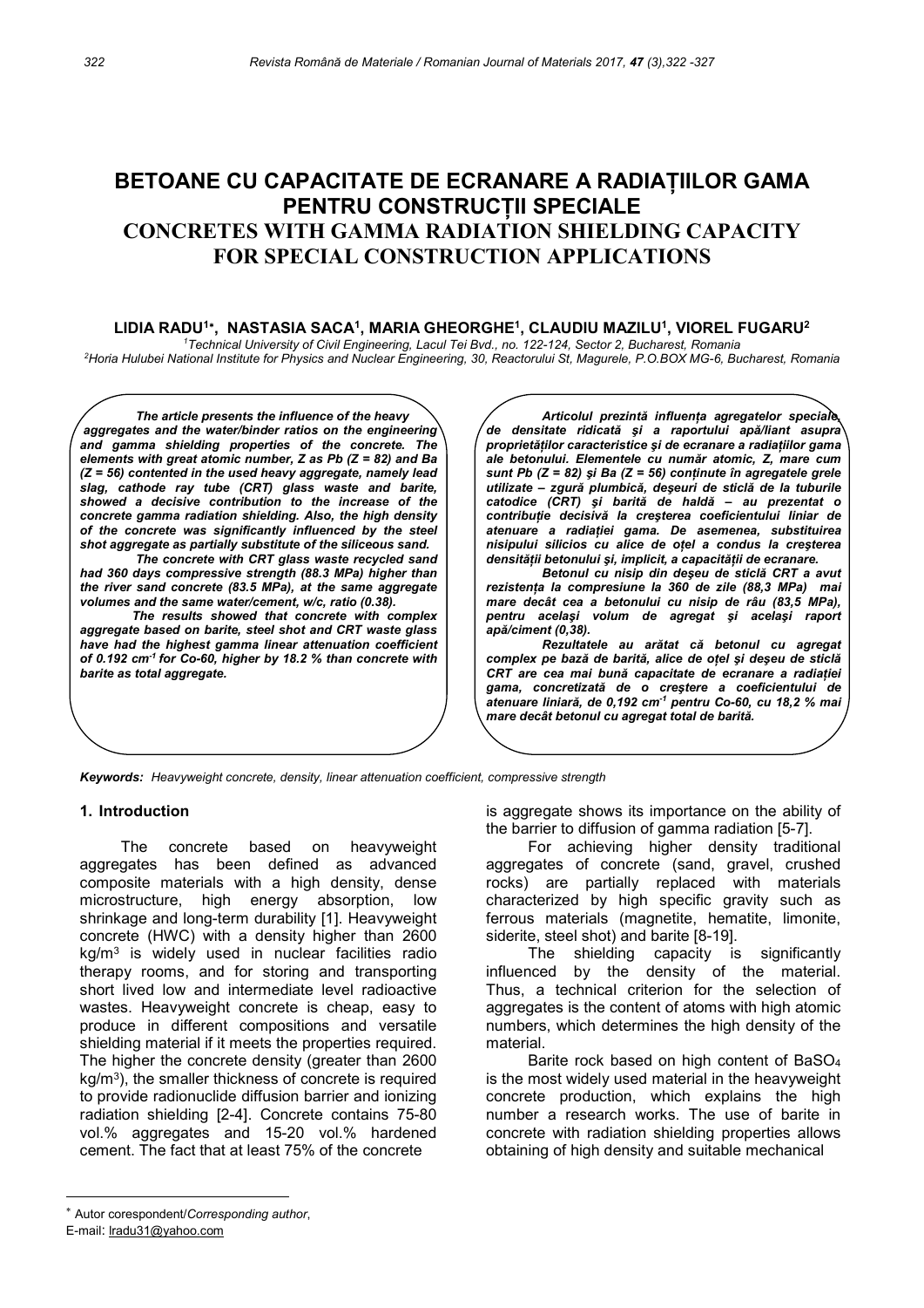# BETOANE CU CAPACITATE DE ECRANARE A RADIAȚIILOR GAMA PENTRU CONSTRUCȚII SPECIALE

# CONCRETES WITH GAMMA RADIATION SHIELDING CAPACITY FOR SPECIAL CONSTRUCTION APPLICATIONS

**LIDIA RADU[1]*, NASTASIA SACA[1], MARIA GHEORGHE[1], CLAUDIU MAZILU[1], VIOREL FUGARU[2]**

[1]*Technical University of Civil Engineering, Lacul Tei Bvd., no. 122-124, Sector 2, Bucharest, Romania*
[2]*Horia Hulubei National Institute for Physics and Nuclear Engineering, 30, Reactorului St, Magurele, P.O.BOX MG-6, Bucharest, Romania*

***The article presents the influence of the heavy aggregates and the water/binder ratios on the engineering and gamma shielding properties of the concrete. The elements with great atomic number, Z as Pb (Z = 82) and Ba (Z = 56) contented in the used heavy aggregate, namely lead slag, cathode ray tube (CRT) glass waste and barite, showed a decisive contribution to the increase of the concrete gamma radiation shielding. Also, the high density of the concrete was significantly influenced by the steel shot aggregate as partially substitute of the siliceous sand.***

***The concrete with CRT glass waste recycled sand had 360 days compressive strength (88.3 MPa) higher than the river sand concrete (83.5 MPa), at the same aggregate volumes and the same water/cement, w/c, ratio (0.38).***

***The results showed that concrete with complex aggregate based on barite, steel shot and CRT waste glass have had the highest gamma linear attenuation coefficient of 0.192 cm$^{-1}$ for Co-60, higher by 18.2 % than concrete with barite as total aggregate.***

***Articolul prezintă influența agregatelor speciale, de densitate ridicată și a raportului apă/liant asupra proprietăților caracteristice și de ecranare a radiațiilor gama ale betonului. Elementele cu număr atomic, Z, mare cum sunt Pb (Z = 82) și Ba (Z = 56) conținute în agregatele grele utilizate – zgură plumbică, deșeuri de sticlă de la tuburile catodice (CRT) și barită de haldă – au prezentat o contribuție decisivă la creșterea coeficientului liniar de atenuare a radiației gama. De asemenea, substituirea nisipului silicios cu alice de oțel a condus la creșterea densității betonului și, implicit, a capacității de ecranare.***

***Betonul cu nisip din deșeu de sticlă CRT a avut rezistența la compresiune la 360 de zile (88,3 MPa) mai mare decât cea a betonului cu nisip de râu (83,5 MPa), pentru același volum de agregat și același raport apă/ciment (0,38).***

***Rezultatele au arătat că betonul cu agregat complex pe bază de barită, alice de oțel și deșeu de sticlă CRT are cea mai bună capacitate de ecranare a radiației gama, concretizată de o creștere a coeficientului de atenuare liniară, de 0,192 cm$^{-1}$ pentru Co-60, cu 18,2 % mai mare decât betonul cu agregat total de barită.***

***Keywords:*** *Heavyweight concrete, density, linear attenuation coefficient, compressive strength*

## 1. Introduction

The concrete based on heavyweight aggregates has been defined as advanced composite materials with a high density, dense microstructure, high energy absorption, low shrinkage and long-term durability [1]. Heavyweight concrete (HWC) with a density higher than 2600 kg/m$^3$ is widely used in nuclear facilities radio therapy rooms, and for storing and transporting short lived low and intermediate level radioactive wastes. Heavyweight concrete is cheap, easy to produce in different compositions and versatile shielding material if it meets the properties required. The higher the concrete density (greater than 2600 kg/m$^3$), the smaller thickness of concrete is required to provide radionuclide diffusion barrier and ionizing radiation shielding [2-4]. Concrete contains 75-80 vol.% aggregates and 15-20 vol.% hardened cement. The fact that at least 75% of the concrete is aggregate shows its importance on the ability of the barrier to diffusion of gamma radiation [5-7].

For achieving higher density traditional aggregates of concrete (sand, gravel, crushed rocks) are partially replaced with materials characterized by high specific gravity such as ferrous materials (magnetite, hematite, limonite, siderite, steel shot) and barite [8-19].

The shielding capacity is significantly influenced by the density of the material. Thus, a technical criterion for the selection of aggregates is the content of atoms with high atomic numbers, which determines the high density of the material.

Barite rock based on high content of $BaSO_4$ is the most widely used material in the heavyweight concrete production, which explains the high number a research works. The use of barite in concrete with radiation shielding properties allows obtaining of high density and suitable mechanical

---

* Autor corespondent/*Corresponding author*,
E-mail: lradu31@yahoo.com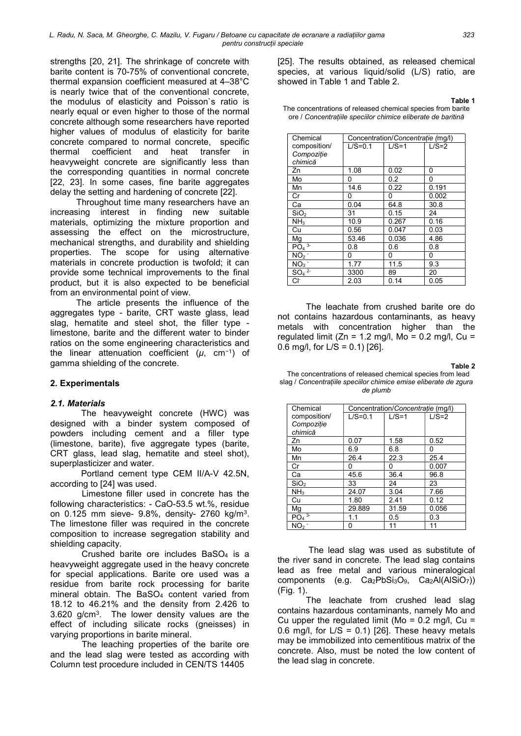strengths [20, 21]. The shrinkage of concrete with barite content is 70-75% of conventional concrete, thermal expansion coefficient measured at 4–38°C is nearly twice that of the conventional concrete, the modulus of elasticity and Poisson`s ratio is nearly equal or even higher to those of the normal concrete although some researchers have reported higher values of modulus of elasticity for barite concrete compared to normal concrete, specific thermal coefficient and heat transfer in heavyweight concrete are significantly less than the corresponding quantities in normal concrete [22, 23]. In some cases, fine barite aggregates delay the setting and hardening of concrete [22].

Throughout time many researchers have an increasing interest in finding new suitable materials, optimizing the mixture proportion and assessing the effect on the microstructure, mechanical strengths, and durability and shielding properties. The scope for using alternative materials in concrete production is twofold; it can provide some technical improvements to the final product, but it is also expected to be beneficial from an environmental point of view.

The article presents the influence of the aggregates type - barite, CRT waste glass, lead slag, hematite and steel shot, the filler type - limestone, barite and the different water to binder ratios on the some engineering characteristics and the linear attenuation coefficient ($\mu$, $cm^{-1}$) of gamma shielding of the concrete.

## 2. Experimentals

### *2.1. Materials*

The heavyweight concrete (HWC) was designed with a binder system composed of powders including cement and a filler type (limestone, barite), five aggregate types (barite, CRT glass, lead slag, hematite and steel shot), superplasticizer and water.

Portland cement type CEM II/A-V 42.5N, according to [24] was used.

Limestone filler used in concrete has the following characteristics: - CaO-53.5 wt.%, residue on 0.125 mm sieve- 9.8%, density- 2760 kg/m$^3$. The limestone filler was required in the concrete composition to increase segregation stability and shielding capacity.

Crushed barite ore includes $BaSO_4$ is a heavyweight aggregate used in the heavy concrete for special applications. Barite ore used was a residue from barite rock processing for barite mineral obtain. The $BaSO_4$ content varied from 18.12 to 46.21% and the density from 2.426 to 3.620 g/cm$^3$. The lower density values are the effect of including silicate rocks (gneisses) in varying proportions in barite mineral.

The leaching properties of the barite ore and the lead slag were tested as according with Column test procedure included in CEN/TS 14405 [25]. The results obtained, as released chemical species, at various liquid/solid (L/S) ratio, are showed in Table 1 and Table 2.

**Table 1**

The concentrations of released chemical species from barite ore / *Concentrațiile speciilor chimice eliberate de baritină*

| Chemical composition/ *Compoziție chimică* | Concentration/*Concentrație (mg/l)* | | |
|---|---|---|---|
| | L/S=0.1 | L/S=1 | L/S=2 |
| Zn | 1.08 | 0.02 | 0 |
| Mo | 0 | 0.2 | 0 |
| Mn | 14.6 | 0.22 | 0.191 |
| Cr | 0 | 0 | 0.002 |
| Ca | 0.04 | 64.8 | 30.8 |
| $SiO_2$ | 31 | 0.15 | 24 |
| $NH_3$ | 10.9 | 0.267 | 0.16 |
| Cu | 0.56 | 0.047 | 0.03 |
| Mg | 53.46 | 0.036 | 4.86 |
| $PO_4^{3-}$ | 0.8 | 0.6 | 0.8 |
| $NO_2^-$ | 0 | 0 | 0 |
| $NO_3^-$ | 1.77 | 11.5 | 9.3 |
| $SO_4^{2-}$ | 3300 | 89 | 20 |
| $Cl^-$ | 2.03 | 0.14 | 0.05 |

The leachate from crushed barite ore do not contains hazardous contaminants, as heavy metals with concentration higher than the regulated limit (Zn = 1.2 mg/l, Mo = 0.2 mg/l, Cu = 0.6 mg/l, for L/S = 0.1) [26].

**Table 2**

The concentrations of released chemical species from lead slag / *Concentrațiile speciilor chimice emise eliberate de zgura de plumb*

| Chemical composition/ *Compoziție chimică* | Concentration/*Concentrație* (mg/l) | | |
|---|---|---|---|
| | L/S=0.1 | L/S=1 | L/S=2 |
| Zn | 0.07 | 1.58 | 0.52 |
| Mo | 6.9 | 6.8 | 0 |
| Mn | 26.4 | 22.3 | 25.4 |
| Cr | 0 | 0 | 0.007 |
| Ca | 45.6 | 36.4 | 96.8 |
| $SiO_2$ | 33 | 24 | 23 |
| $NH_3$ | 24.07 | 3.04 | 7.66 |
| Cu | 1.80 | 2.41 | 0.12 |
| Mg | 29.889 | 31.59 | 0.056 |
| $PO_4^{3-}$ | 1.1 | 0.5 | 0.3 |
| $NO_2^-$ | 0 | 11 | 11 |

The lead slag was used as substitute of the river sand in concrete. The lead slag contains lead as free metal and various mineralogical components (e.g. $Ca_2PbSi_3O_9$, $Ca_2Al(AlSiO_7)$) (Fig. 1).

The leachate from crushed lead slag contains hazardous contaminants, namely Mo and Cu upper the regulated limit (Mo = 0.2 mg/l, Cu = 0.6 mg/l, for L/S = 0.1) [26]. These heavy metals may be immobilized into cementitious matrix of the concrete. Also, must be noted the low content of the lead slag in concrete.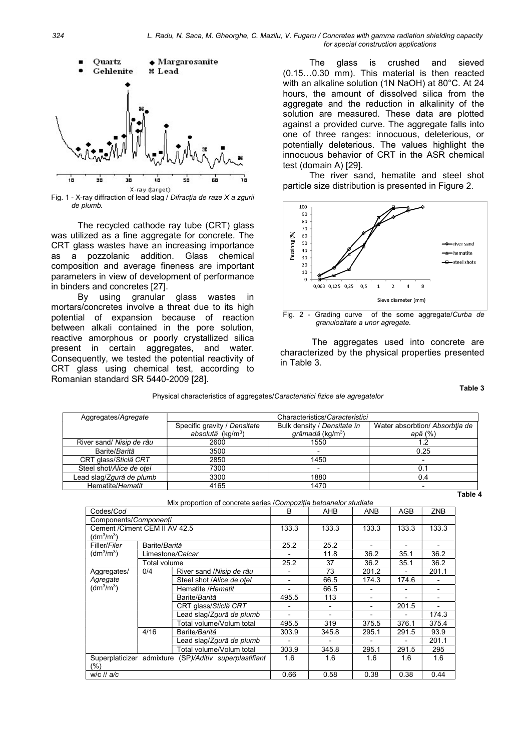Fig. 1 - X-ray diffraction of lead slag / *Difracția de raze X a zgurii de plumb.*

The recycled cathode ray tube (CRT) glass was utilized as a fine aggregate for concrete. The CRT glass wastes have an increasing importance as a pozzolanic addition. Glass chemical composition and average fineness are important parameters in view of development of performance in binders and concretes [27].

By using granular glass wastes in mortars/concretes involve a threat due to its high potential of expansion because of reaction between alkali contained in the pore solution, reactive amorphous or poorly crystallized silica present in certain aggregates, and water. Consequently, we tested the potential reactivity of CRT glass using chemical test, according to Romanian standard SR 5440-2009 [28].

The glass is crushed and sieved (0.15…0.30 mm). This material is then reacted with an alkaline solution (1N NaOH) at 80°C. At 24 hours, the amount of dissolved silica from the aggregate and the reduction in alkalinity of the solution are measured. These data are plotted against a provided curve. The aggregate falls into one of three ranges: innocuous, deleterious, or potentially deleterious. The values highlight the innocuous behavior of CRT in the ASR chemical test (domain A) [29].

The river sand, hematite and steel shot particle size distribution is presented in Figure 2.

Fig. 2 - Grading curve of the some aggregate/*Curba de granulozitate a unor agregate.*

The aggregates used into concrete are characterized by the physical properties presented in Table 3.

**Table 3**

Physical characteristics of aggregates/*Caracteristici fizice ale agregatelor*

| Aggregates/*Agregate* | Characteristics/*Caracteristici* | | |
|---|---|---|---|
| | Specific gravity / *Densitate absolută* ($kg/m^3$) | Bulk density / *Densitate în grămadă* ($kg/m^3$) | Water absorbtion/ *Absorbția de apă* (%) |
| River sand/ *Nisip de râu* | 2600 | 1550 | 1.2 |
| Barite/*Barită* | 3500 | - | 0.25 |
| CRT glass/*Sticlă CRT* | 2850 | 1450 | - |
| Steel shot/*Alice de oțel* | 7300 | - | 0.1 |
| Lead slag/*Zgură de plumb* | 3300 | 1880 | 0.4 |
| Hematite/*Hematit* | 4165 | 1470 | - |

**Table 4**

Mix proportion of concrete series /*Compoziția betoanelor studiate*

| Codes/*Cod* | | | B | AHB | ANB | AGB | ZNB |
|---|---|---|---|---|---|---|---|
| Components/*Componenți* | | | | | | | |
| Cement /*Ciment* CEM II AV 42.5 ($dm^3/m^3$) | | | 133.3 | 133.3 | 133.3 | 133.3 | 133.3 |
| Filler/*Filer* ($dm^3/m^3$) | Barite/*Barită* | | 25.2 | 25.2 | - | - | - |
| | Limestone/*Calcar* | | - | 11.8 | 36.2 | 35.1 | 36.2 |
| | Total volume | | 25.2 | 37 | 36.2 | 35.1 | 36.2 |
| Aggregates/ *Agregate* ($dm^3/m^3$) | 0/4 | River sand /*Nisip de râu* | - | 73 | 201.2 | - | 201.1 |
| | | Steel shot /*Alice de oțel* | - | 66.5 | 174.3 | 174.6 | - |
| | | Hematite /*Hematit* | - | 66.5 | - | - | - |
| | | Barite/*Barită* | 495.5 | 113 | - | - | - |
| | | CRT glass/*Sticlă CRT* | - | - | - | 201.5 | - |
| | | Lead slag/*Zgură de plumb* | - | - | - | - | 174.3 |
| | | Total volume/*Volum total* | 495.5 | 319 | 375.5 | 376.1 | 375.4 |
| | 4/16 | Barite/*Barită* | 303.9 | 345.8 | 295.1 | 291.5 | 93.9 |
| | | Lead slag/*Zgură de plumb* | - | - | - | - | 201.1 |
| | | Total volume/*Volum total* | 303.9 | 345.8 | 295.1 | 291.5 | 295 |
| Superplaticizer admixture (SP)/*Aditiv superplastifiant* (%) | | | 1.6 | 1.6 | 1.6 | 1.6 | 1.6 |
| w/c // *a/c* | | | 0.66 | 0.58 | 0.38 | 0.38 | 0.44 |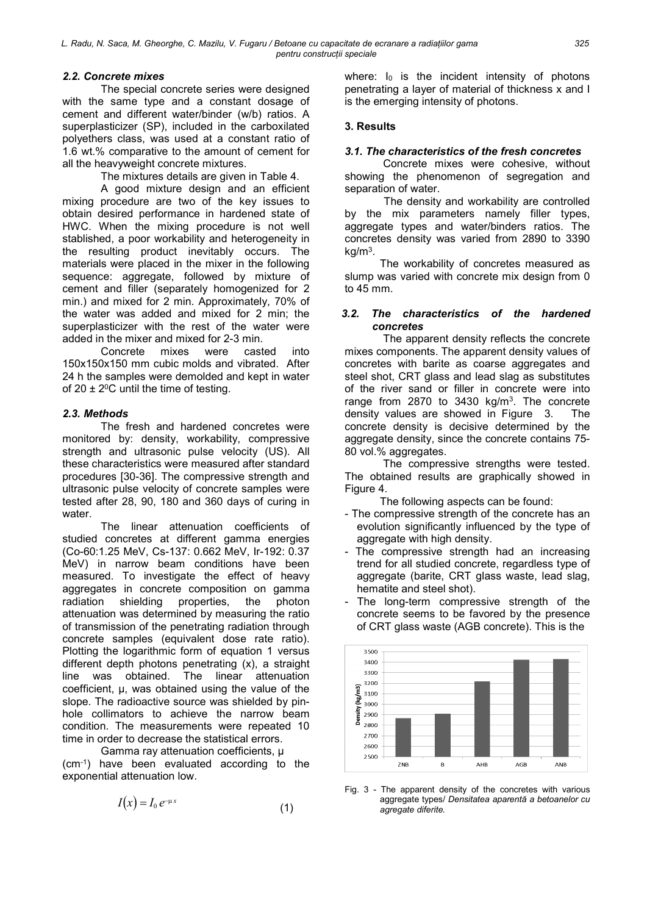### 2.2. Concrete mixes

The special concrete series were designed with the same type and a constant dosage of cement and different water/binder (w/b) ratios. A superplasticizer (SP), included in the carboxilated polyethers class, was used at a constant ratio of 1.6 wt.% comparative to the amount of cement for all the heavyweight concrete mixtures.

The mixtures details are given in Table 4.

A good mixture design and an efficient mixing procedure are two of the key issues to obtain desired performance in hardened state of HWC. When the mixing procedure is not well stablished, a poor workability and heterogeneity in the resulting product inevitably occurs. The materials were placed in the mixer in the following sequence: aggregate, followed by mixture of cement and filler (separately homogenized for 2 min.) and mixed for 2 min. Approximately, 70% of the water was added and mixed for 2 min; the superplasticizer with the rest of the water were added in the mixer and mixed for 2-3 min.

Concrete mixes were casted into 150x150x150 mm cubic molds and vibrated. After 24 h the samples were demolded and kept in water of 20 ± 2$^0$C until the time of testing.

### 2.3. Methods

The fresh and hardened concretes were monitored by: density, workability, compressive strength and ultrasonic pulse velocity (US). All these characteristics were measured after standard procedures [30-36]. The compressive strength and ultrasonic pulse velocity of concrete samples were tested after 28, 90, 180 and 360 days of curing in water.

The linear attenuation coefficients of studied concretes at different gamma energies (Co-60:1.25 MeV, Cs-137: 0.662 MeV, Ir-192: 0.37 MeV) in narrow beam conditions have been measured. To investigate the effect of heavy aggregates in concrete composition on gamma radiation shielding properties, the photon attenuation was determined by measuring the ratio of transmission of the penetrating radiation through concrete samples (equivalent dose rate ratio). Plotting the logarithmic form of equation 1 versus different depth photons penetrating (x), a straight line was obtained. The linear attenuation coefficient, µ, was obtained using the value of the slope. The radioactive source was shielded by pin-hole collimators to achieve the narrow beam condition. The measurements were repeated 10 time in order to decrease the statistical errors.

Gamma ray attenuation coefficients, µ (cm$^{-1}$) have been evaluated according to the exponential attenuation low.

$$I(x) = I_0 e^{-\mu x} \tag{1}$$

where: $I_0$ is the incident intensity of photons penetrating a layer of material of thickness x and I is the emerging intensity of photons.

## 3. Results

### 3.1. The characteristics of the fresh concretes

Concrete mixes were cohesive, without showing the phenomenon of segregation and separation of water.

The density and workability are controlled by the mix parameters namely filler types, aggregate types and water/binders ratios. The concretes density was varied from 2890 to 3390 kg/m$^3$.

The workability of concretes measured as slump was varied with concrete mix design from 0 to 45 mm.

### 3.2. The characteristics of the hardened concretes

The apparent density reflects the concrete mixes components. The apparent density values of concretes with barite as coarse aggregates and steel shot, CRT glass and lead slag as substitutes of the river sand or filler in concrete were into range from 2870 to 3430 kg/m$^3$. The concrete density values are showed in Figure 3. The concrete density is decisive determined by the aggregate density, since the concrete contains 75-80 vol.% aggregates.

The compressive strengths were tested. The obtained results are graphically showed in Figure 4.

The following aspects can be found:

- The compressive strength of the concrete has an evolution significantly influenced by the type of aggregate with high density.
- The compressive strength had an increasing trend for all studied concrete, regardless type of aggregate (barite, CRT glass waste, lead slag, hematite and steel shot).
- The long-term compressive strength of the concrete seems to be favored by the presence of CRT glass waste (AGB concrete). This is the

Fig. 3 - The apparent density of the concretes with various aggregate types/ *Densitatea aparentă a betoanelor cu agregate diferite.*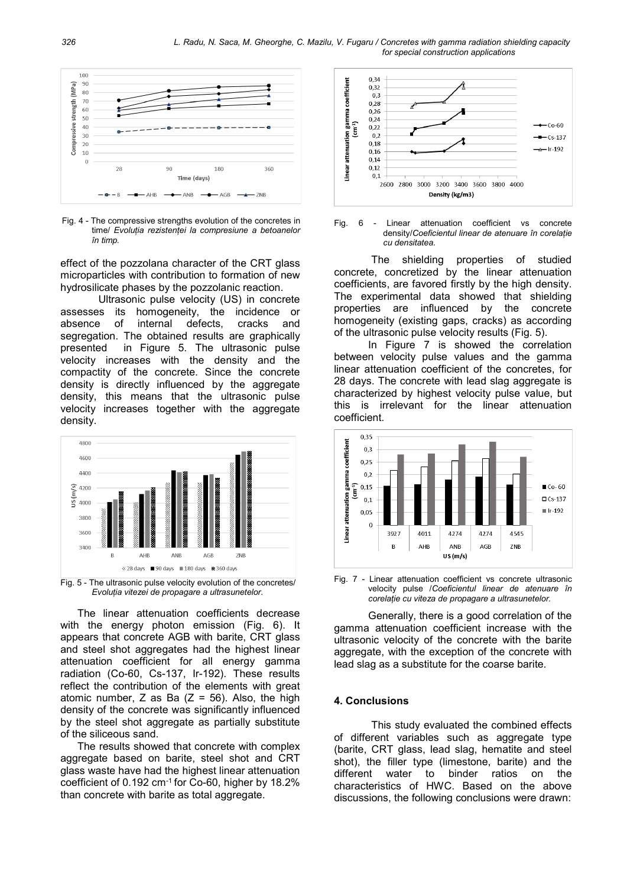Fig. 4 - The compressive strengths evolution of the concretes in time/ *Evoluția rezistenței la compresiune a betoanelor în timp.*

effect of the pozzolana character of the CRT glass microparticles with contribution to formation of new hydrosilicate phases by the pozzolanic reaction.

Ultrasonic pulse velocity (US) in concrete assesses its homogeneity, the incidence or absence of internal defects, cracks and segregation. The obtained results are graphically presented in Figure 5. The ultrasonic pulse velocity increases with the density and the compactity of the concrete. Since the concrete density is directly influenced by the aggregate density, this means that the ultrasonic pulse velocity increases together with the aggregate density.

Fig. 5 - The ultrasonic pulse velocity evolution of the concretes/ *Evoluția vitezei de propagare a ultrasunetelor.*

The linear attenuation coefficients decrease with the energy photon emission (Fig. 6). It appears that concrete AGB with barite, CRT glass and steel shot aggregates had the highest linear attenuation coefficient for all energy gamma radiation (Co-60, Cs-137, Ir-192). These results reflect the contribution of the elements with great atomic number, Z as Ba (Z = 56). Also, the high density of the concrete was significantly influenced by the steel shot aggregate as partially substitute of the siliceous sand.

The results showed that concrete with complex aggregate based on barite, steel shot and CRT glass waste have had the highest linear attenuation coefficient of 0.192 $cm^{-1}$ for Co-60, higher by 18.2% than concrete with barite as total aggregate.

Fig. 6 - Linear attenuation coefficient vs concrete density/*Coeficientul linear de atenuare în corelație cu densitatea.*

The shielding properties of studied concrete, concretized by the linear attenuation coefficients, are favored firstly by the high density. The experimental data showed that shielding properties are influenced by the concrete homogeneity (existing gaps, cracks) as according of the ultrasonic pulse velocity results (Fig. 5).

In Figure 7 is showed the correlation between velocity pulse values and the gamma linear attenuation coefficient of the concretes, for 28 days. The concrete with lead slag aggregate is characterized by highest velocity pulse value, but this is irrelevant for the linear attenuation coefficient.

Fig. 7 - Linear attenuation coefficient vs concrete ultrasonic velocity pulse /*Coeficientul linear de atenuare în corelație cu viteza de propagare a ultrasunetelor.*

Generally, there is a good correlation of the gamma attenuation coefficient increase with the ultrasonic velocity of the concrete with the barite aggregate, with the exception of the concrete with lead slag as a substitute for the coarse barite.

## 4. Conclusions

This study evaluated the combined effects of different variables such as aggregate type (barite, CRT glass, lead slag, hematite and steel shot), the filler type (limestone, barite) and the different water to binder ratios on the characteristics of HWC. Based on the above discussions, the following conclusions were drawn: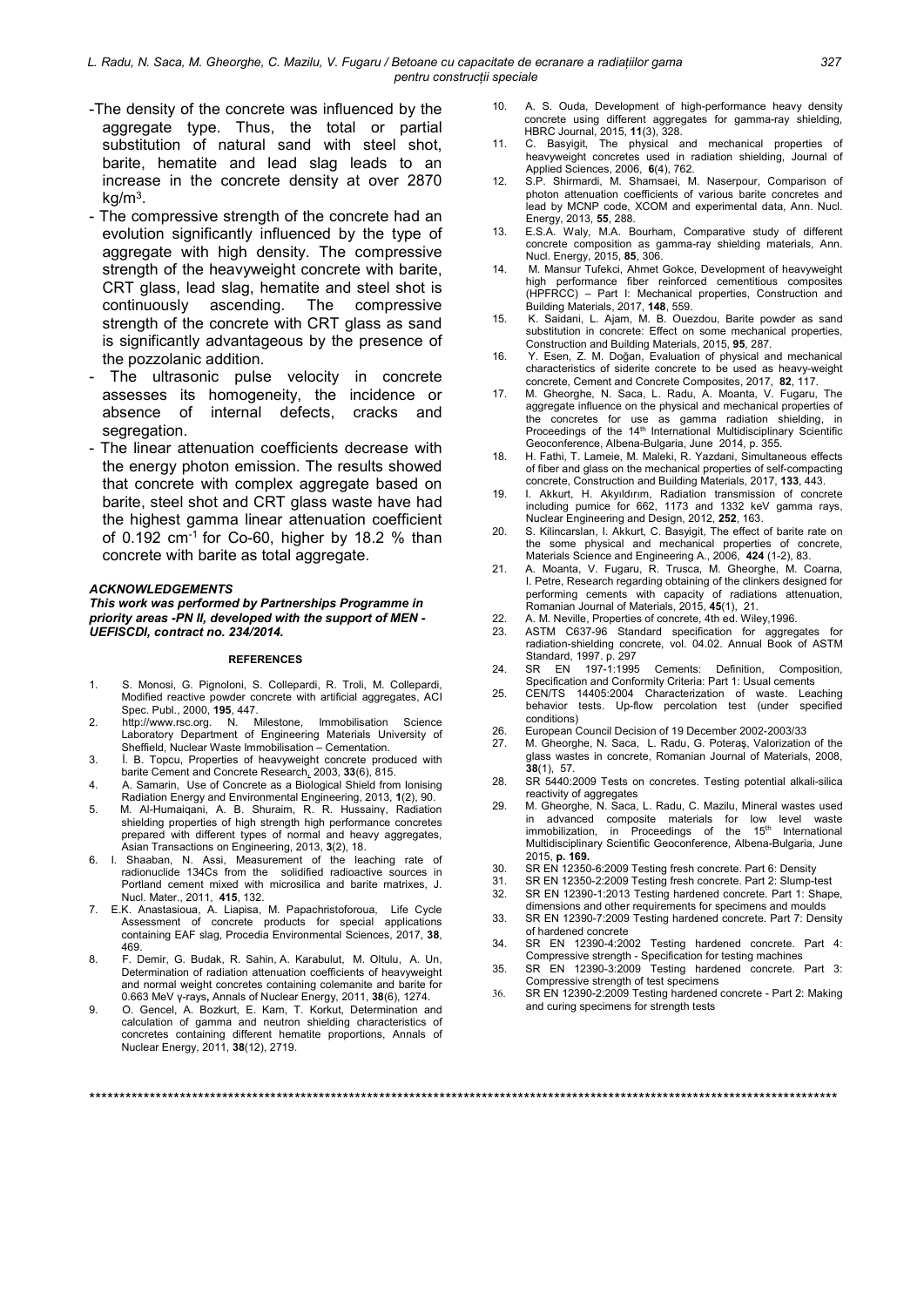- The density of the concrete was influenced by the aggregate type. Thus, the total or partial substitution of natural sand with steel shot, barite, hematite and lead slag leads to an increase in the concrete density at over 2870 kg/m$^3$.
- The compressive strength of the concrete had an evolution significantly influenced by the type of aggregate with high density. The compressive strength of the heavyweight concrete with barite, CRT glass, lead slag, hematite and steel shot is continuously ascending. The compressive strength of the concrete with CRT glass as sand is significantly advantageous by the presence of the pozzolanic addition.
- The ultrasonic pulse velocity in concrete assesses its homogeneity, the incidence or absence of internal defects, cracks and segregation.
- The linear attenuation coefficients decrease with the energy photon emission. The results showed that concrete with complex aggregate based on barite, steel shot and CRT glass waste have had the highest gamma linear attenuation coefficient of 0.192 cm$^{-1}$ for Co-60, higher by 18.2 % than concrete with barite as total aggregate.

***ACKNOWLEDGEMENTS***

***This work was performed by Partnerships Programme in priority areas -PN II, developed with the support of MEN - UEFISCDI, contract no. 234/2014.***

**REFERENCES**

1. S. Monosi, G. Pignoloni, S. Collepardi, R. Troli, M. Collepardi, Modified reactive powder concrete with artificial aggregates, ACI Spec. Publ., 2000, **195**, 447.
2. http://www.rsc.org. N. Milestone, Immobilisation Science Laboratory Department of Engineering Materials University of Sheffield, Nuclear Waste Immobilisation – Cementation.
3. İ. B. Topcu, Properties of heavyweight concrete produced with barite Cement and Concrete Research, 2003, **33**(6), 815.
4. A. Samarin, Use of Concrete as a Biological Shield from Ionising Radiation Energy and Environmental Engineering, 2013, **1**(2), 90.
5. M. Al-Humaiqani, A. B. Shuraim, R. R. Hussainy, Radiation shielding properties of high strength high performance concretes prepared with different types of normal and heavy aggregates, Asian Transactions on Engineering, 2013, **3**(2), 18.
6. I. Shaaban, N. Assi, Measurement of the leaching rate of radionuclide 134Cs from the solidified radioactive sources in Portland cement mixed with microsilica and barite matrixes, J. Nucl. Mater., 2011, **415**, 132.
7. E.K. Anastasioua, A. Liapisa, M. Papachristoforoua, Life Cycle Assessment of concrete products for special applications containing EAF slag, Procedia Environmental Sciences, 2017, **38**, 469.
8. F. Demir, G. Budak, R. Sahin, A. Karabulut, M. Oltulu, A. Un, Determination of radiation attenuation coefficients of heavyweight and normal weight concretes containing colemanite and barite for 0.663 MeV γ-rays, Annals of Nuclear Energy, 2011, **38**(6), 1274.
9. O. Gencel, A. Bozkurt, E. Kam, T. Korkut, Determination and calculation of gamma and neutron shielding characteristics of concretes containing different hematite proportions, Annals of Nuclear Energy, 2011, **38**(12), 2719.
10. A. S. Ouda, Development of high-performance heavy density concrete using different aggregates for gamma-ray shielding, HBRC Journal, 2015, **11**(3), 328.
11. C. Basyigit, The physical and mechanical properties of heavyweight concretes used in radiation shielding, Journal of Applied Sciences, 2006, **6**(4), 762.
12. S.P. Shirmardi, M. Shamsaei, M. Naserpour, Comparison of photon attenuation coefficients of various barite concretes and lead by MCNP code, XCOM and experimental data, Ann. Nucl. Energy, 2013, **55**, 288.
13. E.S.A. Waly, M.A. Bourham, Comparative study of different concrete composition as gamma-ray shielding materials, Ann. Nucl. Energy, 2015, **85**, 306.
14. M. Mansur Tufekci, Ahmet Gokce, Development of heavyweight high performance fiber reinforced cementitious composites (HPFRCC) – Part I: Mechanical properties, Construction and Building Materials, 2017, **148**, 559.
15. K. Saidani, L. Ajam, M. B. Ouezdou, Barite powder as sand substitution in concrete: Effect on some mechanical properties, Construction and Building Materials, 2015, **95**, 287.
16. Y. Esen, Z. M. Doğan, Evaluation of physical and mechanical characteristics of siderite concrete to be used as heavy-weight concrete, Cement and Concrete Composites, 2017, **82**, 117.
17. M. Gheorghe, N. Saca, L. Radu, A. Moanta, V. Fugaru, The aggregate influence on the physical and mechanical properties of the concretes for use as gamma radiation shielding, in Proceedings of the 14th International Multidisciplinary Scientific Geoconference, Albena-Bulgaria, June 2014, p. 355.
18. H. Fathi, T. Lameie, M. Maleki, R. Yazdani, Simultaneous effects of fiber and glass on the mechanical properties of self-compacting concrete, Construction and Building Materials, 2017, **133**, 443.
19. I. Akkurt, H. Akyıldırım, Radiation transmission of concrete including pumice for 662, 1173 and 1332 keV gamma rays, Nuclear Engineering and Design, 2012, **252**, 163.
20. S. Kilincarslan, I. Akkurt, C. Basyigit, The effect of barite rate on the some physical and mechanical properties of concrete, Materials Science and Engineering A., 2006, **424** (1-2), 83.
21. A. Moanta, V. Fugaru, R. Trusca, M. Gheorghe, M. Coarna, I. Petre, Research regarding obtaining of the clinkers designed for performing cements with capacity of radiations attenuation, Romanian Journal of Materials, 2015, **45**(1), 21.
22. A. M. Neville, Properties of concrete, 4th ed. Wiley,1996.
23. ASTM C637-96 Standard specification for aggregates for radiation-shielding concrete, vol. 04.02. Annual Book of ASTM Standard, 1997. p. 297
24. SR EN 197-1:1995 Cements: Definition, Composition, Specification and Conformity Criteria: Part 1: Usual cements
25. CEN/TS 14405:2004 Characterization of waste. Leaching behavior tests. Up-flow percolation test (under specified conditions)
26. European Council Decision of 19 December 2002-2003/33
27. M. Gheorghe, N. Saca, L. Radu, G. Poteraş, Valorization of the glass wastes in concrete, Romanian Journal of Materials, 2008, **38**(1), 57.
28. SR 5440:2009 Tests on concretes. Testing potential alkali-silica reactivity of aggregates
29. M. Gheorghe, N. Saca, L. Radu, C. Mazilu, Mineral wastes used in advanced composite materials for low level waste immobilization, in Proceedings of the 15th International Multidisciplinary Scientific Geoconference, Albena-Bulgaria, June 2015, **p. 169.**
30. SR EN 12350-6:2009 Testing fresh concrete. Part 6: Density
31. SR EN 12350-2:2009 Testing fresh concrete. Part 2: Slump-test
32. SR EN 12390-1:2013 Testing hardened concrete. Part 1: Shape, dimensions and other requirements for specimens and moulds
33. SR EN 12390-7:2009 Testing hardened concrete. Part 7: Density of hardened concrete
34. SR EN 12390-4:2002 Testing hardened concrete. Part 4: Compressive strength - Specification for testing machines
35. SR EN 12390-3:2009 Testing hardened concrete. Part 3: Compressive strength of test specimens
36. SR EN 12390-2:2009 Testing hardened concrete - Part 2: Making and curing specimens for strength tests